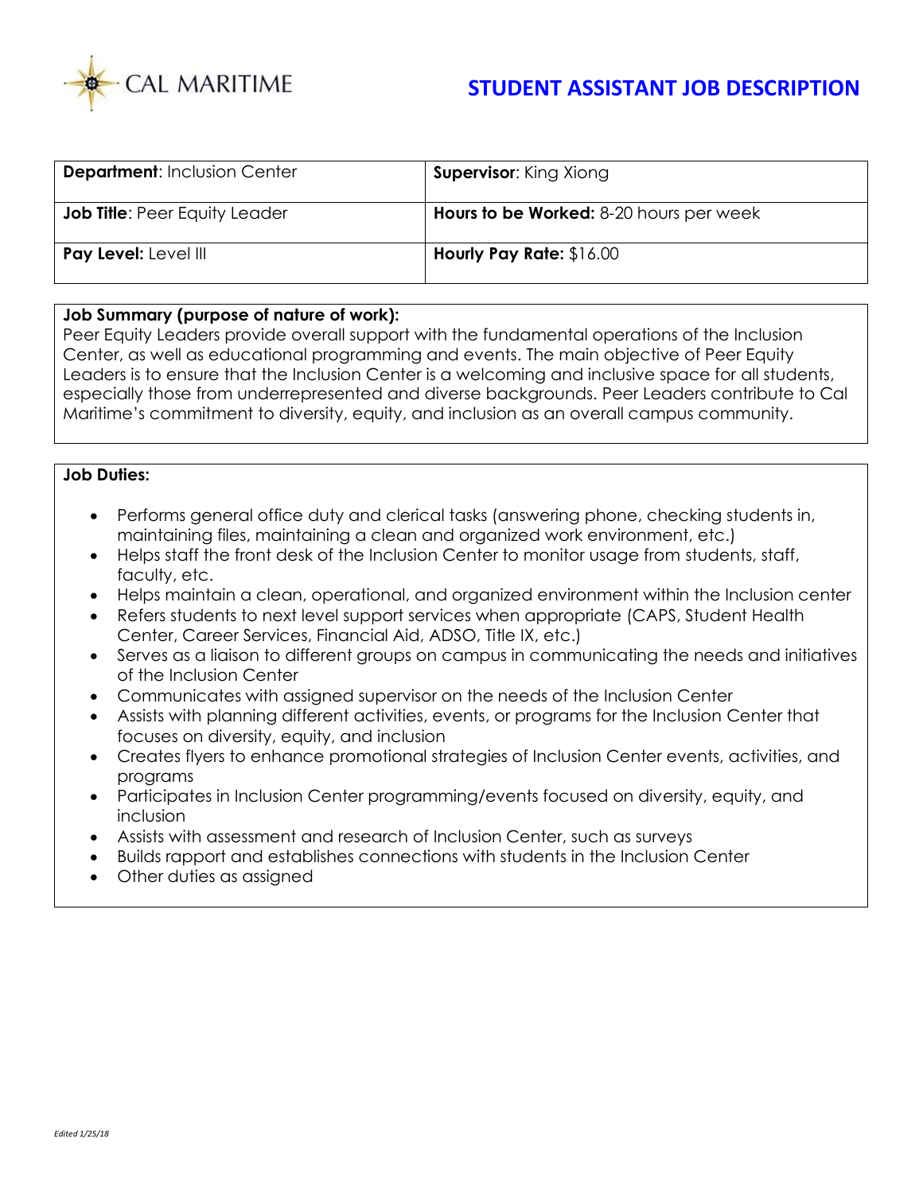CAL MARITIME

# STUDENT ASSISTANT JOB DESCRIPTION

| | |
|---|---|
| **Department**: Inclusion Center | **Supervisor**: King Xiong |
| **Job Title**: Peer Equity Leader | **Hours to be Worked:** 8-20 hours per week |
| **Pay Level:** Level III | **Hourly Pay Rate:** $16.00 |

**Job Summary (purpose of nature of work):**
Peer Equity Leaders provide overall support with the fundamental operations of the Inclusion Center, as well as educational programming and events. The main objective of Peer Equity Leaders is to ensure that the Inclusion Center is a welcoming and inclusive space for all students, especially those from underrepresented and diverse backgrounds. Peer Leaders contribute to Cal Maritime's commitment to diversity, equity, and inclusion as an overall campus community.

**Job Duties:**

- Performs general office duty and clerical tasks (answering phone, checking students in, maintaining files, maintaining a clean and organized work environment, etc.)
- Helps staff the front desk of the Inclusion Center to monitor usage from students, staff, faculty, etc.
- Helps maintain a clean, operational, and organized environment within the Inclusion center
- Refers students to next level support services when appropriate (CAPS, Student Health Center, Career Services, Financial Aid, ADSO, Title IX, etc.)
- Serves as a liaison to different groups on campus in communicating the needs and initiatives of the Inclusion Center
- Communicates with assigned supervisor on the needs of the Inclusion Center
- Assists with planning different activities, events, or programs for the Inclusion Center that focuses on diversity, equity, and inclusion
- Creates flyers to enhance promotional strategies of Inclusion Center events, activities, and programs
- Participates in Inclusion Center programming/events focused on diversity, equity, and inclusion
- Assists with assessment and research of Inclusion Center, such as surveys
- Builds rapport and establishes connections with students in the Inclusion Center
- Other duties as assigned

*Edited 1/25/18*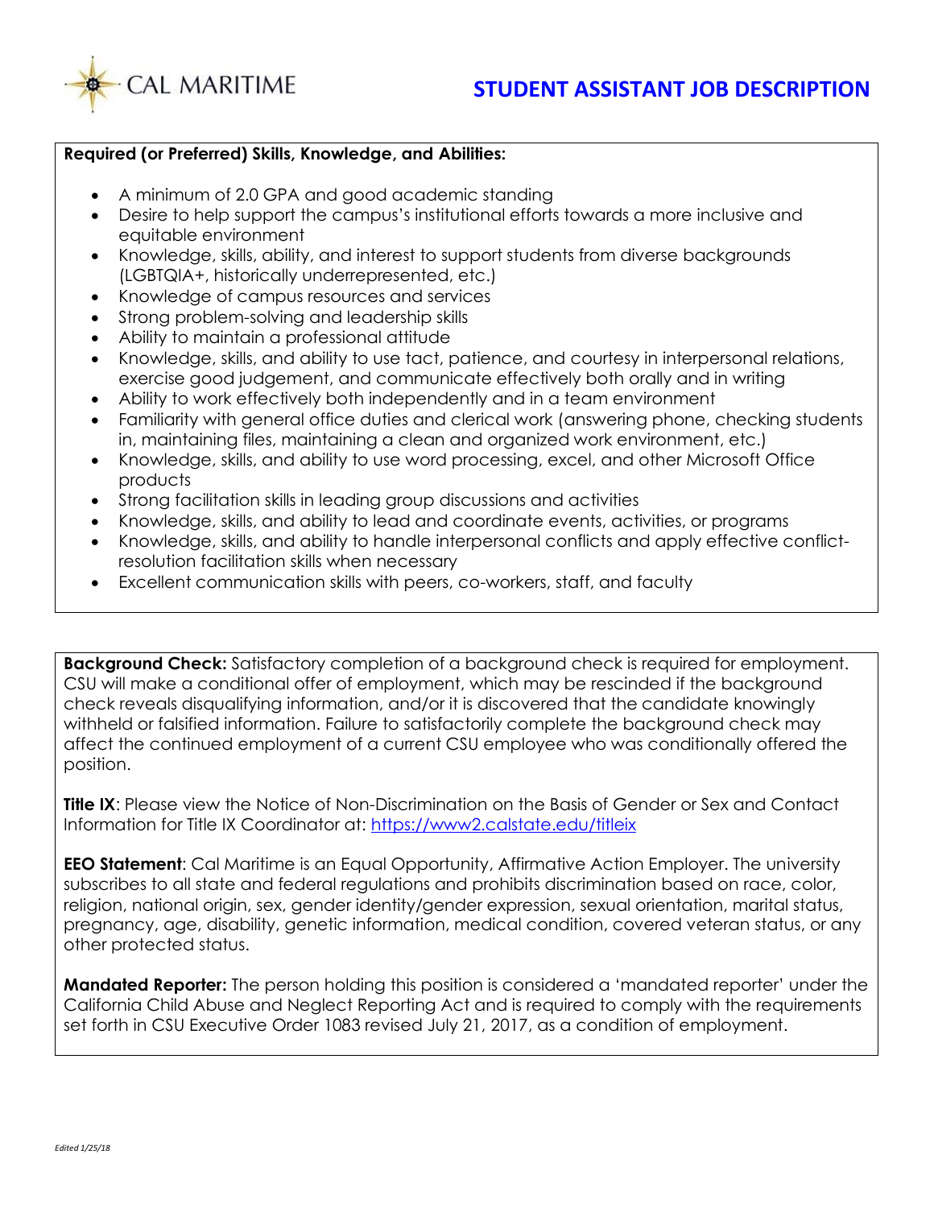**Required (or Preferred) Skills, Knowledge, and Abilities:**

- A minimum of 2.0 GPA and good academic standing
- Desire to help support the campus's institutional efforts towards a more inclusive and equitable environment
- Knowledge, skills, ability, and interest to support students from diverse backgrounds (LGBTQIA+, historically underrepresented, etc.)
- Knowledge of campus resources and services
- Strong problem-solving and leadership skills
- Ability to maintain a professional attitude
- Knowledge, skills, and ability to use tact, patience, and courtesy in interpersonal relations, exercise good judgement, and communicate effectively both orally and in writing
- Ability to work effectively both independently and in a team environment
- Familiarity with general office duties and clerical work (answering phone, checking students in, maintaining files, maintaining a clean and organized work environment, etc.)
- Knowledge, skills, and ability to use word processing, excel, and other Microsoft Office products
- Strong facilitation skills in leading group discussions and activities
- Knowledge, skills, and ability to lead and coordinate events, activities, or programs
- Knowledge, skills, and ability to handle interpersonal conflicts and apply effective conflict-resolution facilitation skills when necessary
- Excellent communication skills with peers, co-workers, staff, and faculty

**Background Check:** Satisfactory completion of a background check is required for employment. CSU will make a conditional offer of employment, which may be rescinded if the background check reveals disqualifying information, and/or it is discovered that the candidate knowingly withheld or falsified information. Failure to satisfactorily complete the background check may affect the continued employment of a current CSU employee who was conditionally offered the position.

**Title IX**: Please view the Notice of Non-Discrimination on the Basis of Gender or Sex and Contact Information for Title IX Coordinator at: [https://www2.calstate.edu/titleix](https://www2.calstate.edu/titleix)

**EEO Statement**: Cal Maritime is an Equal Opportunity, Affirmative Action Employer. The university subscribes to all state and federal regulations and prohibits discrimination based on race, color, religion, national origin, sex, gender identity/gender expression, sexual orientation, marital status, pregnancy, age, disability, genetic information, medical condition, covered veteran status, or any other protected status.

**Mandated Reporter:** The person holding this position is considered a 'mandated reporter' under the California Child Abuse and Neglect Reporting Act and is required to comply with the requirements set forth in CSU Executive Order 1083 revised July 21, 2017, as a condition of employment.

*Edited 1/25/18*